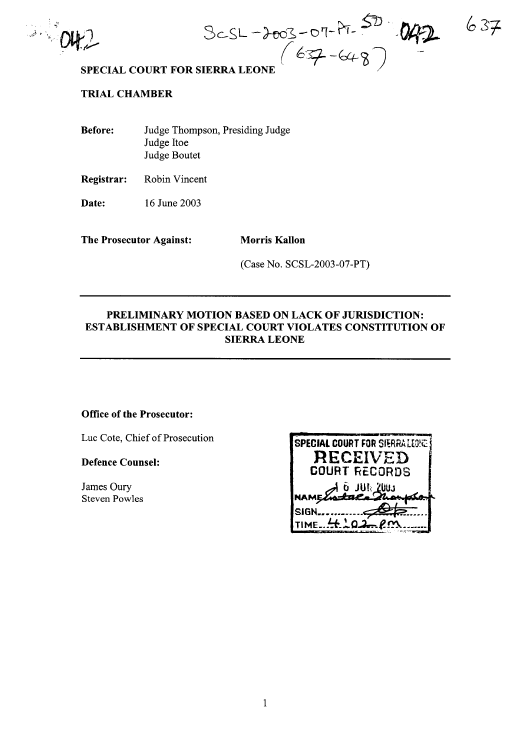SCSL-2003-07-PT-50 · 042

(637-648)

**SPECIAL COURT FOR SIERRA LEONE**

**TRIAL CHAMBER**

| | |
|---|---|
| **Before:** | Judge Thompson, Presiding Judge<br>Judge Itoe<br>Judge Boutet |
| **Registrar:** | Robin Vincent |
| **Date:** | 16 June 2003 |

**The Prosecutor Against:** **Morris Kallon**

(Case No. SCSL-2003-07-PT)

---

## PRELIMINARY MOTION BASED ON LACK OF JURISDICTION: ESTABLISHMENT OF SPECIAL COURT VIOLATES CONSTITUTION OF SIERRA LEONE

---

**Office of the Prosecutor:**

Luc Cote, Chief of Prosecution

**Defence Counsel:**

James Oury
Steven Powles

SPECIAL COURT FOR SIERRA LEONE
RECEIVED
COURT RECORDS
16 JUN 2003
NAME ...
SIGN ...
TIME 4:02 pm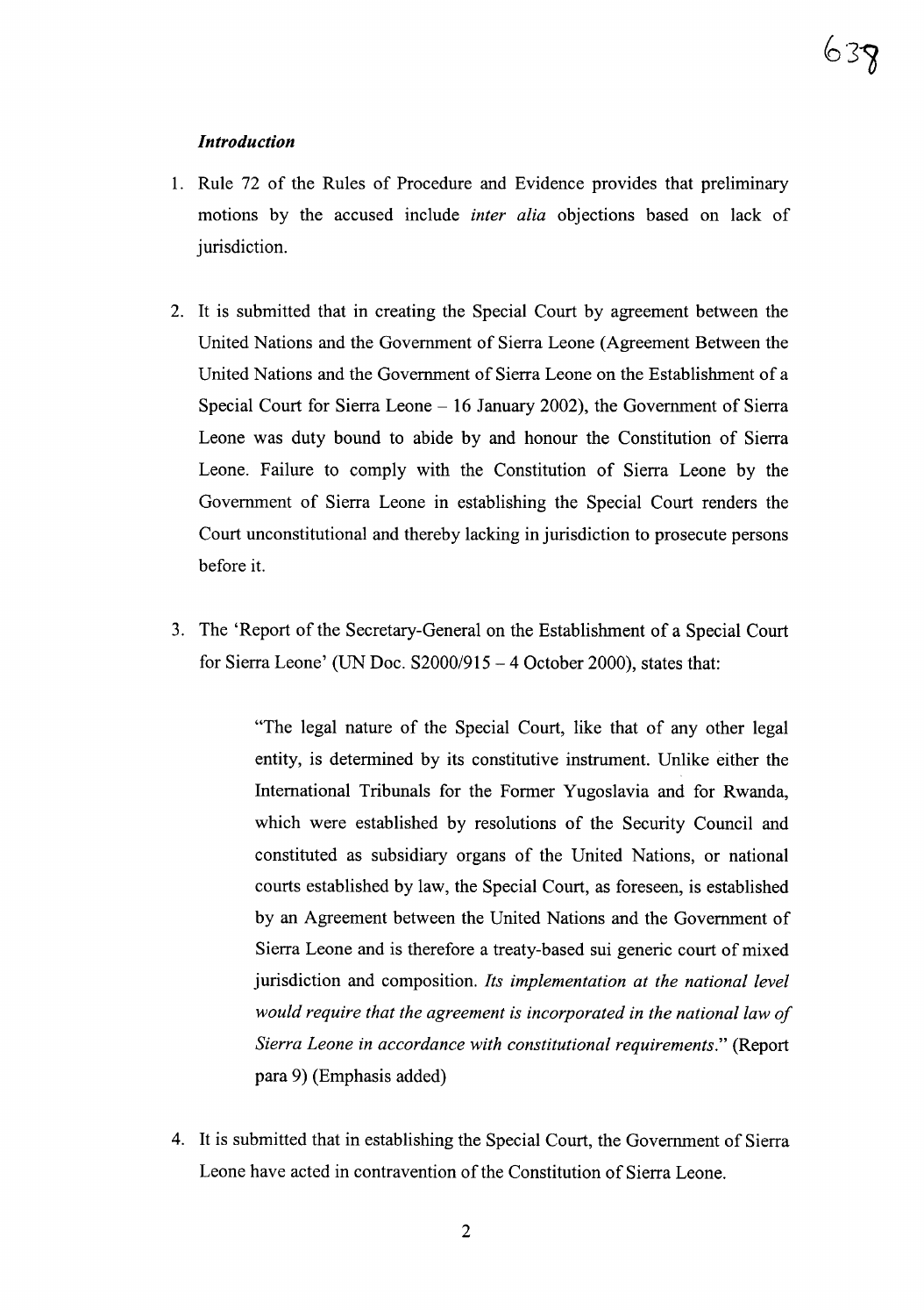### *Introduction*

1. Rule 72 of the Rules of Procedure and Evidence provides that preliminary motions by the accused include *inter alia* objections based on lack of jurisdiction.

2. It is submitted that in creating the Special Court by agreement between the United Nations and the Government of Sierra Leone (Agreement Between the United Nations and the Government of Sierra Leone on the Establishment of a Special Court for Sierra Leone – 16 January 2002), the Government of Sierra Leone was duty bound to abide by and honour the Constitution of Sierra Leone. Failure to comply with the Constitution of Sierra Leone by the Government of Sierra Leone in establishing the Special Court renders the Court unconstitutional and thereby lacking in jurisdiction to prosecute persons before it.

3. The 'Report of the Secretary-General on the Establishment of a Special Court for Sierra Leone' (UN Doc. S2000/915 – 4 October 2000), states that:

   > "The legal nature of the Special Court, like that of any other legal entity, is determined by its constitutive instrument. Unlike either the International Tribunals for the Former Yugoslavia and for Rwanda, which were established by resolutions of the Security Council and constituted as subsidiary organs of the United Nations, or national courts established by law, the Special Court, as foreseen, is established by an Agreement between the United Nations and the Government of Sierra Leone and is therefore a treaty-based sui generic court of mixed jurisdiction and composition. *Its implementation at the national level would require that the agreement is incorporated in the national law of Sierra Leone in accordance with constitutional requirements*." (Report para 9) (Emphasis added)

4. It is submitted that in establishing the Special Court, the Government of Sierra Leone have acted in contravention of the Constitution of Sierra Leone.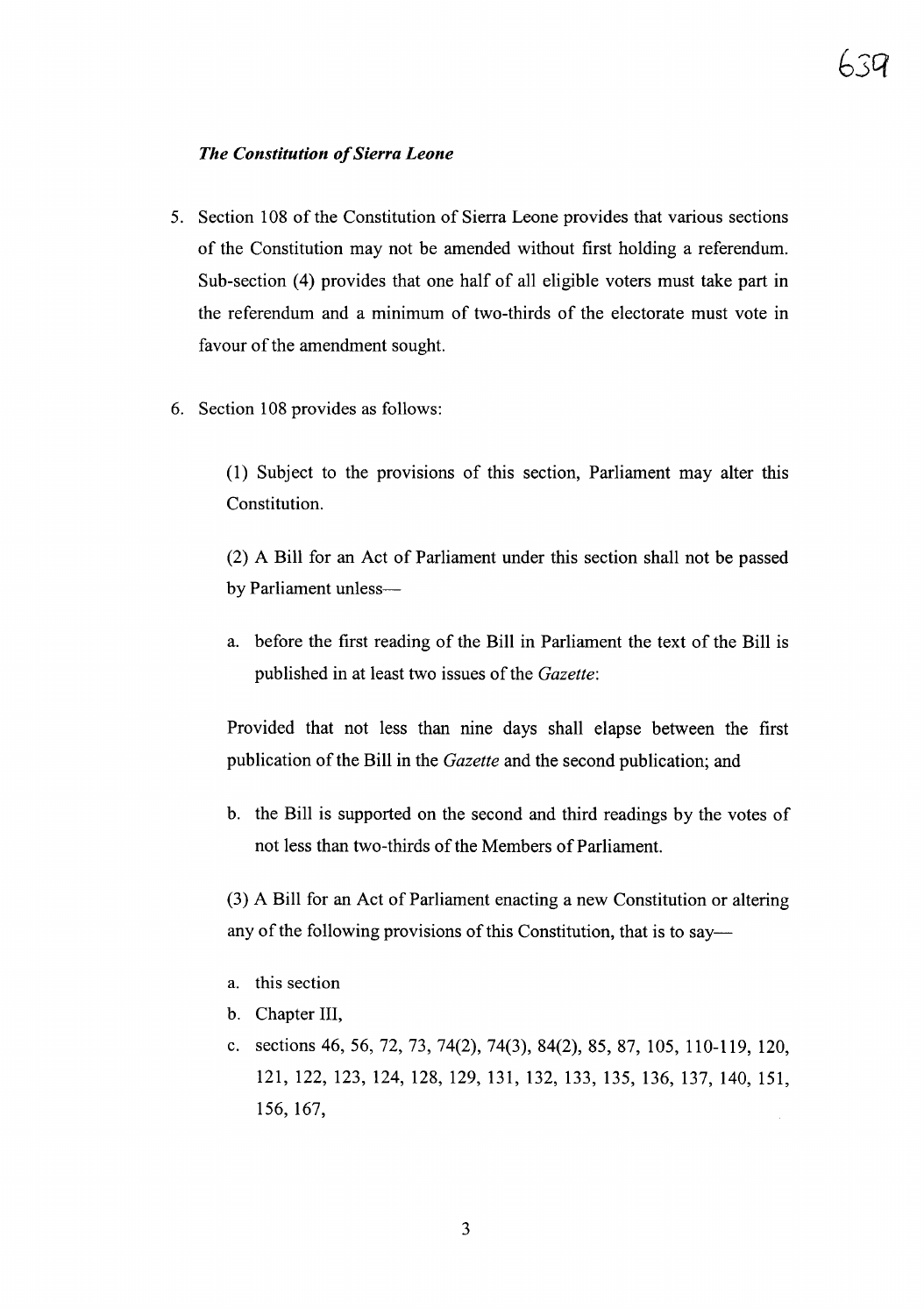### *The Constitution of Sierra Leone*

5. Section 108 of the Constitution of Sierra Leone provides that various sections of the Constitution may not be amended without first holding a referendum. Sub-section (4) provides that one half of all eligible voters must take part in the referendum and a minimum of two-thirds of the electorate must vote in favour of the amendment sought.

6. Section 108 provides as follows:

   (1) Subject to the provisions of this section, Parliament may alter this Constitution.

   (2) A Bill for an Act of Parliament under this section shall not be passed by Parliament unless—

   a. before the first reading of the Bill in Parliament the text of the Bill is published in at least two issues of the *Gazette*:

   Provided that not less than nine days shall elapse between the first publication of the Bill in the *Gazette* and the second publication; and

   b. the Bill is supported on the second and third readings by the votes of not less than two-thirds of the Members of Parliament.

   (3) A Bill for an Act of Parliament enacting a new Constitution or altering any of the following provisions of this Constitution, that is to say—

   a. this section
   b. Chapter III,
   c. sections 46, 56, 72, 73, 74(2), 74(3), 84(2), 85, 87, 105, 110-119, 120, 121, 122, 123, 124, 128, 129, 131, 132, 133, 135, 136, 137, 140, 151, 156, 167,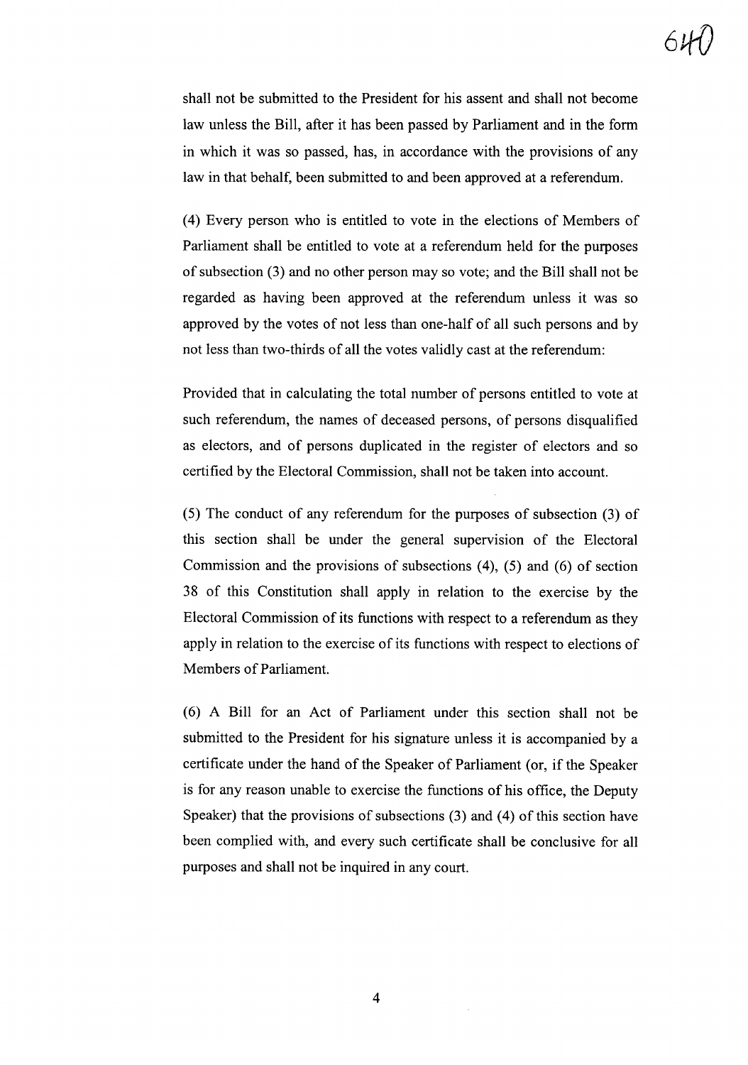shall not be submitted to the President for his assent and shall not become law unless the Bill, after it has been passed by Parliament and in the form in which it was so passed, has, in accordance with the provisions of any law in that behalf, been submitted to and been approved at a referendum.

(4) Every person who is entitled to vote in the elections of Members of Parliament shall be entitled to vote at a referendum held for the purposes of subsection (3) and no other person may so vote; and the Bill shall not be regarded as having been approved at the referendum unless it was so approved by the votes of not less than one-half of all such persons and by not less than two-thirds of all the votes validly cast at the referendum:

Provided that in calculating the total number of persons entitled to vote at such referendum, the names of deceased persons, of persons disqualified as electors, and of persons duplicated in the register of electors and so certified by the Electoral Commission, shall not be taken into account.

(5) The conduct of any referendum for the purposes of subsection (3) of this section shall be under the general supervision of the Electoral Commission and the provisions of subsections (4), (5) and (6) of section 38 of this Constitution shall apply in relation to the exercise by the Electoral Commission of its functions with respect to a referendum as they apply in relation to the exercise of its functions with respect to elections of Members of Parliament.

(6) A Bill for an Act of Parliament under this section shall not be submitted to the President for his signature unless it is accompanied by a certificate under the hand of the Speaker of Parliament (or, if the Speaker is for any reason unable to exercise the functions of his office, the Deputy Speaker) that the provisions of subsections (3) and (4) of this section have been complied with, and every such certificate shall be conclusive for all purposes and shall not be inquired in any court.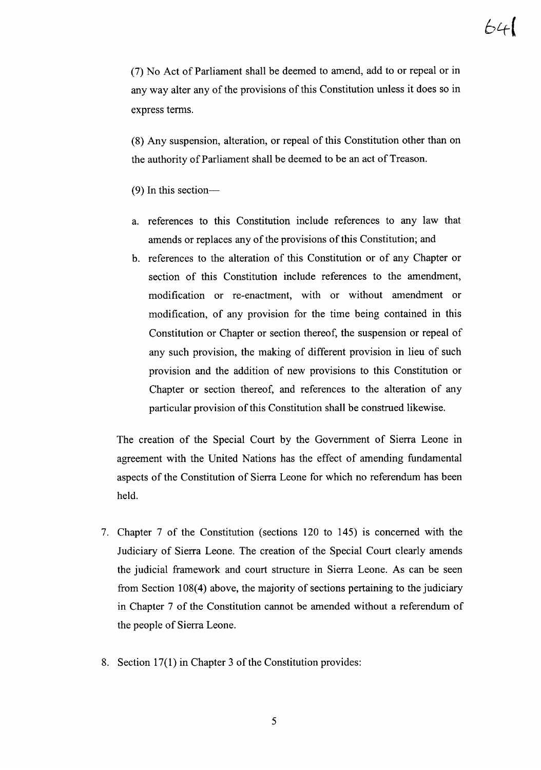(7) No Act of Parliament shall be deemed to amend, add to or repeal or in any way alter any of the provisions of this Constitution unless it does so in express terms.

(8) Any suspension, alteration, or repeal of this Constitution other than on the authority of Parliament shall be deemed to be an act of Treason.

(9) In this section—

a. references to this Constitution include references to any law that amends or replaces any of the provisions of this Constitution; and
b. references to the alteration of this Constitution or of any Chapter or section of this Constitution include references to the amendment, modification or re-enactment, with or without amendment or modification, of any provision for the time being contained in this Constitution or Chapter or section thereof, the suspension or repeal of any such provision, the making of different provision in lieu of such provision and the addition of new provisions to this Constitution or Chapter or section thereof, and references to the alteration of any particular provision of this Constitution shall be construed likewise.

The creation of the Special Court by the Government of Sierra Leone in agreement with the United Nations has the effect of amending fundamental aspects of the Constitution of Sierra Leone for which no referendum has been held.

7. Chapter 7 of the Constitution (sections 120 to 145) is concerned with the Judiciary of Sierra Leone. The creation of the Special Court clearly amends the judicial framework and court structure in Sierra Leone. As can be seen from Section 108(4) above, the majority of sections pertaining to the judiciary in Chapter 7 of the Constitution cannot be amended without a referendum of the people of Sierra Leone.

8. Section 17(1) in Chapter 3 of the Constitution provides: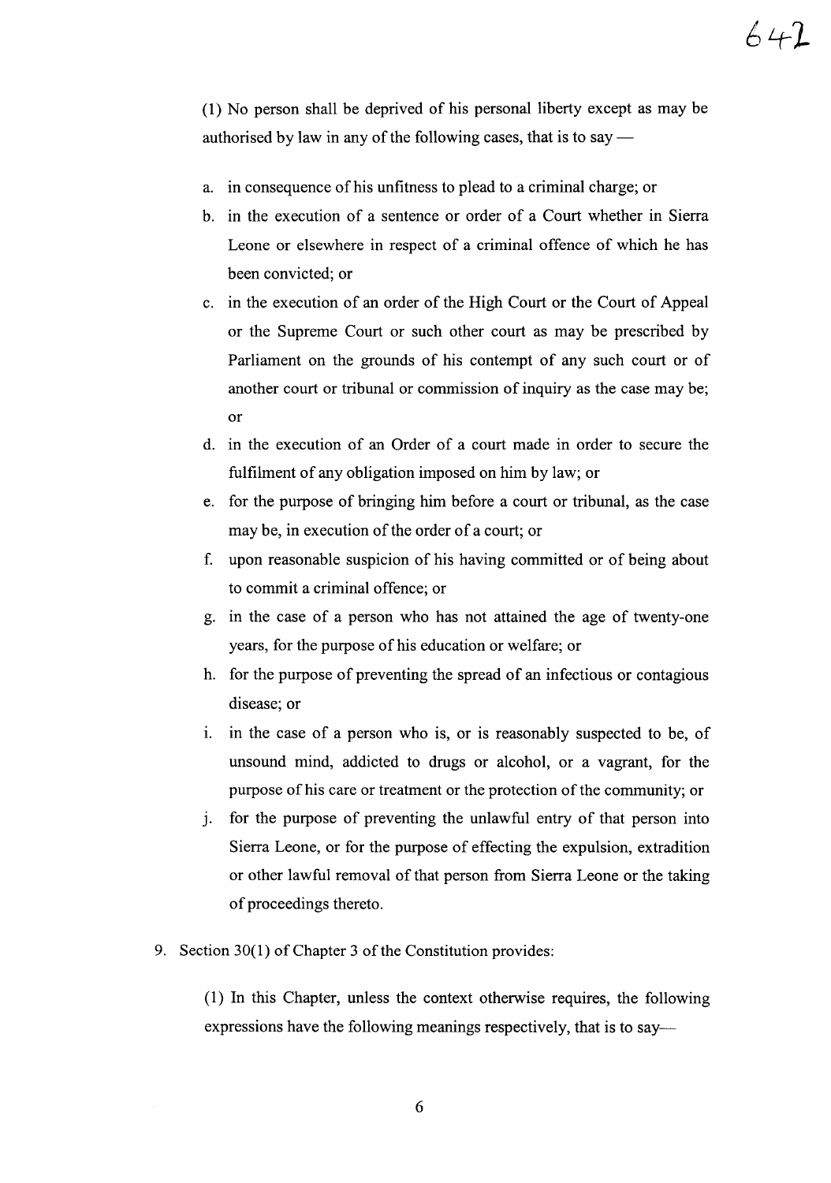(1) No person shall be deprived of his personal liberty except as may be authorised by law in any of the following cases, that is to say —

a. in consequence of his unfitness to plead to a criminal charge; or
b. in the execution of a sentence or order of a Court whether in Sierra Leone or elsewhere in respect of a criminal offence of which he has been convicted; or
c. in the execution of an order of the High Court or the Court of Appeal or the Supreme Court or such other court as may be prescribed by Parliament on the grounds of his contempt of any such court or of another court or tribunal or commission of inquiry as the case may be; or
d. in the execution of an Order of a court made in order to secure the fulfilment of any obligation imposed on him by law; or
e. for the purpose of bringing him before a court or tribunal, as the case may be, in execution of the order of a court; or
f. upon reasonable suspicion of his having committed or of being about to commit a criminal offence; or
g. in the case of a person who has not attained the age of twenty-one years, for the purpose of his education or welfare; or
h. for the purpose of preventing the spread of an infectious or contagious disease; or
i. in the case of a person who is, or is reasonably suspected to be, of unsound mind, addicted to drugs or alcohol, or a vagrant, for the purpose of his care or treatment or the protection of the community; or
j. for the purpose of preventing the unlawful entry of that person into Sierra Leone, or for the purpose of effecting the expulsion, extradition or other lawful removal of that person from Sierra Leone or the taking of proceedings thereto.

9. Section 30(1) of Chapter 3 of the Constitution provides:

(1) In this Chapter, unless the context otherwise requires, the following expressions have the following meanings respectively, that is to say—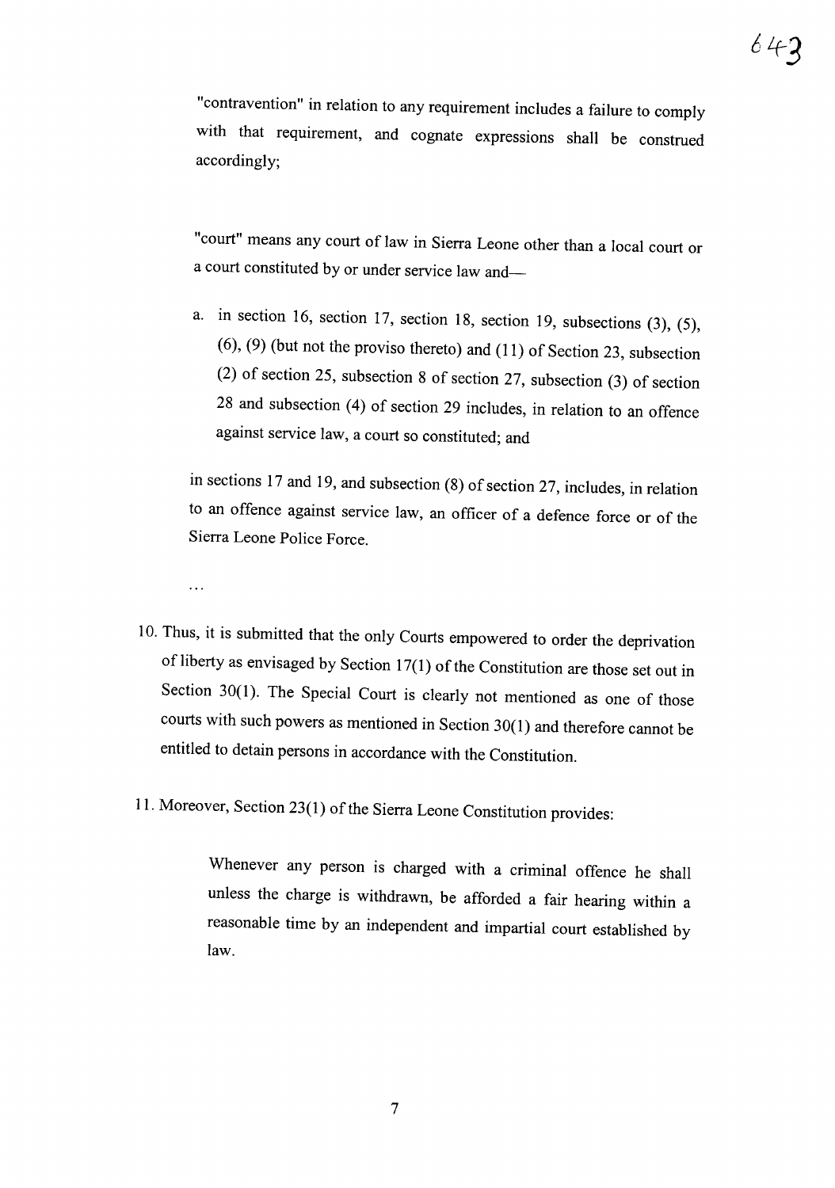"contravention" in relation to any requirement includes a failure to comply with that requirement, and cognate expressions shall be construed accordingly;

"court" means any court of law in Sierra Leone other than a local court or a court constituted by or under service law and—

a. in section 16, section 17, section 18, section 19, subsections (3), (5), (6), (9) (but not the proviso thereto) and (11) of Section 23, subsection (2) of section 25, subsection 8 of section 27, subsection (3) of section 28 and subsection (4) of section 29 includes, in relation to an offence against service law, a court so constituted; and

in sections 17 and 19, and subsection (8) of section 27, includes, in relation to an offence against service law, an officer of a defence force or of the Sierra Leone Police Force.

...

10. Thus, it is submitted that the only Courts empowered to order the deprivation of liberty as envisaged by Section 17(1) of the Constitution are those set out in Section 30(1). The Special Court is clearly not mentioned as one of those courts with such powers as mentioned in Section 30(1) and therefore cannot be entitled to detain persons in accordance with the Constitution.

11. Moreover, Section 23(1) of the Sierra Leone Constitution provides:

> Whenever any person is charged with a criminal offence he shall unless the charge is withdrawn, be afforded a fair hearing within a reasonable time by an independent and impartial court established by law.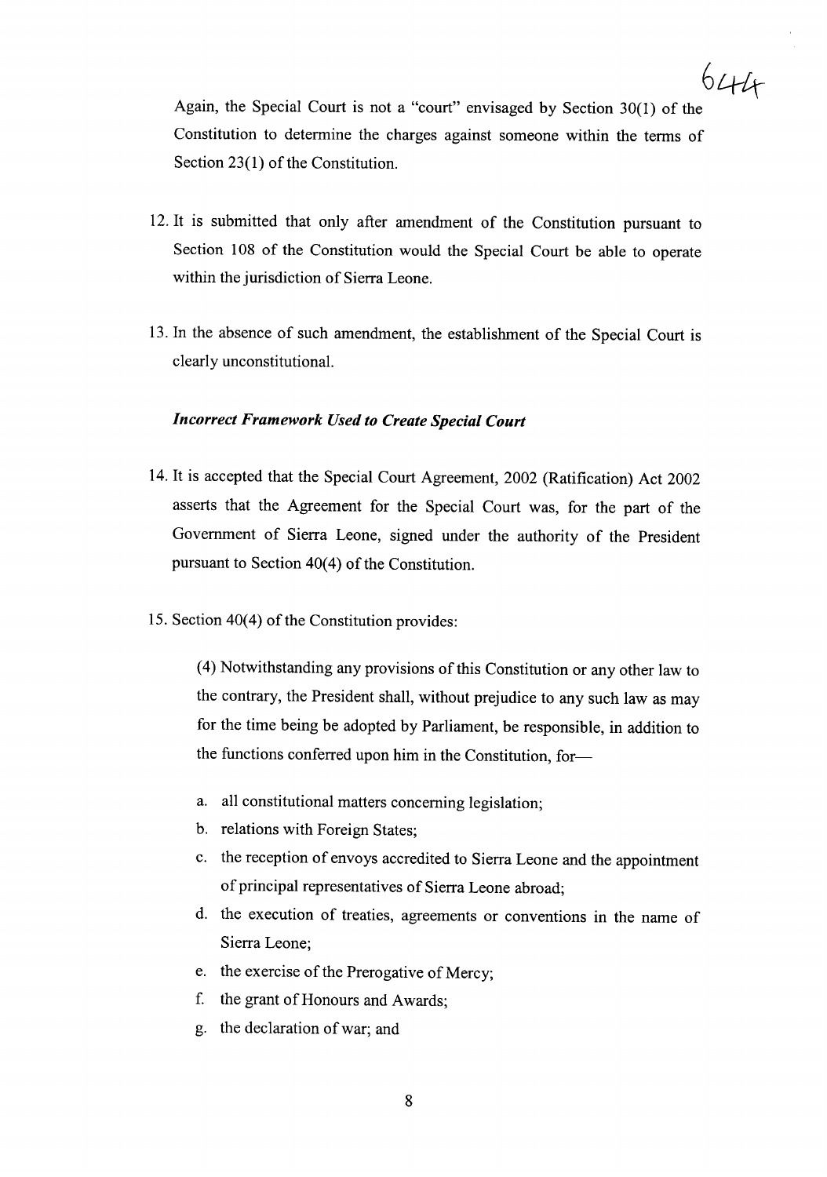Again, the Special Court is not a "court" envisaged by Section 30(1) of the Constitution to determine the charges against someone within the terms of Section 23(1) of the Constitution.

12. It is submitted that only after amendment of the Constitution pursuant to Section 108 of the Constitution would the Special Court be able to operate within the jurisdiction of Sierra Leone.

13. In the absence of such amendment, the establishment of the Special Court is clearly unconstitutional.

***Incorrect Framework Used to Create Special Court***

14. It is accepted that the Special Court Agreement, 2002 (Ratification) Act 2002 asserts that the Agreement for the Special Court was, for the part of the Government of Sierra Leone, signed under the authority of the President pursuant to Section 40(4) of the Constitution.

15. Section 40(4) of the Constitution provides:

    (4) Notwithstanding any provisions of this Constitution or any other law to the contrary, the President shall, without prejudice to any such law as may for the time being be adopted by Parliament, be responsible, in addition to the functions conferred upon him in the Constitution, for—

    a. all constitutional matters concerning legislation;
    b. relations with Foreign States;
    c. the reception of envoys accredited to Sierra Leone and the appointment of principal representatives of Sierra Leone abroad;
    d. the execution of treaties, agreements or conventions in the name of Sierra Leone;
    e. the exercise of the Prerogative of Mercy;
    f. the grant of Honours and Awards;
    g. the declaration of war; and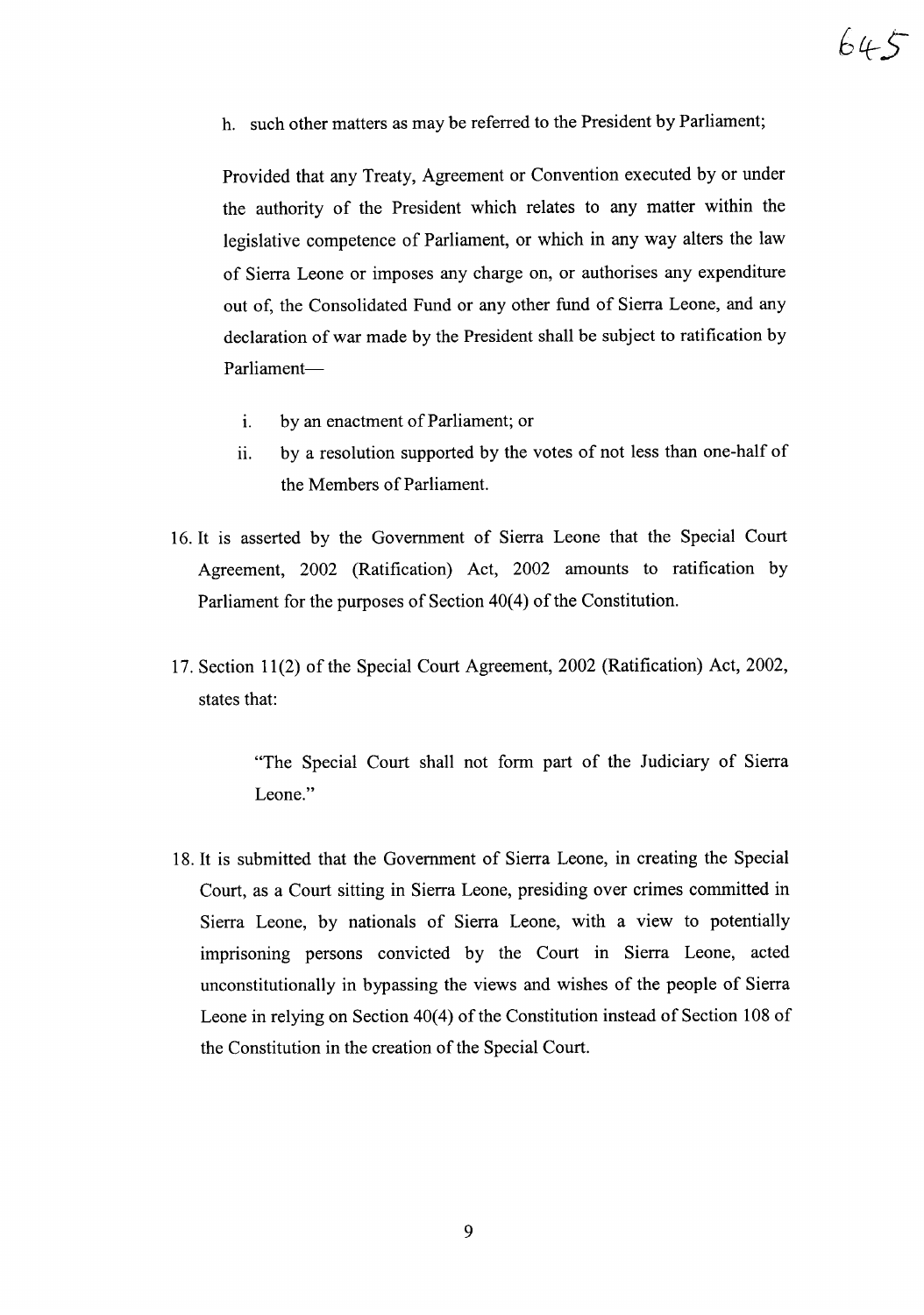h. such other matters as may be referred to the President by Parliament;

Provided that any Treaty, Agreement or Convention executed by or under the authority of the President which relates to any matter within the legislative competence of Parliament, or which in any way alters the law of Sierra Leone or imposes any charge on, or authorises any expenditure out of, the Consolidated Fund or any other fund of Sierra Leone, and any declaration of war made by the President shall be subject to ratification by Parliament—

i. by an enactment of Parliament; or
ii. by a resolution supported by the votes of not less than one-half of the Members of Parliament.

16. It is asserted by the Government of Sierra Leone that the Special Court Agreement, 2002 (Ratification) Act, 2002 amounts to ratification by Parliament for the purposes of Section 40(4) of the Constitution.

17. Section 11(2) of the Special Court Agreement, 2002 (Ratification) Act, 2002, states that:

> "The Special Court shall not form part of the Judiciary of Sierra Leone."

18. It is submitted that the Government of Sierra Leone, in creating the Special Court, as a Court sitting in Sierra Leone, presiding over crimes committed in Sierra Leone, by nationals of Sierra Leone, with a view to potentially imprisoning persons convicted by the Court in Sierra Leone, acted unconstitutionally in bypassing the views and wishes of the people of Sierra Leone in relying on Section 40(4) of the Constitution instead of Section 108 of the Constitution in the creation of the Special Court.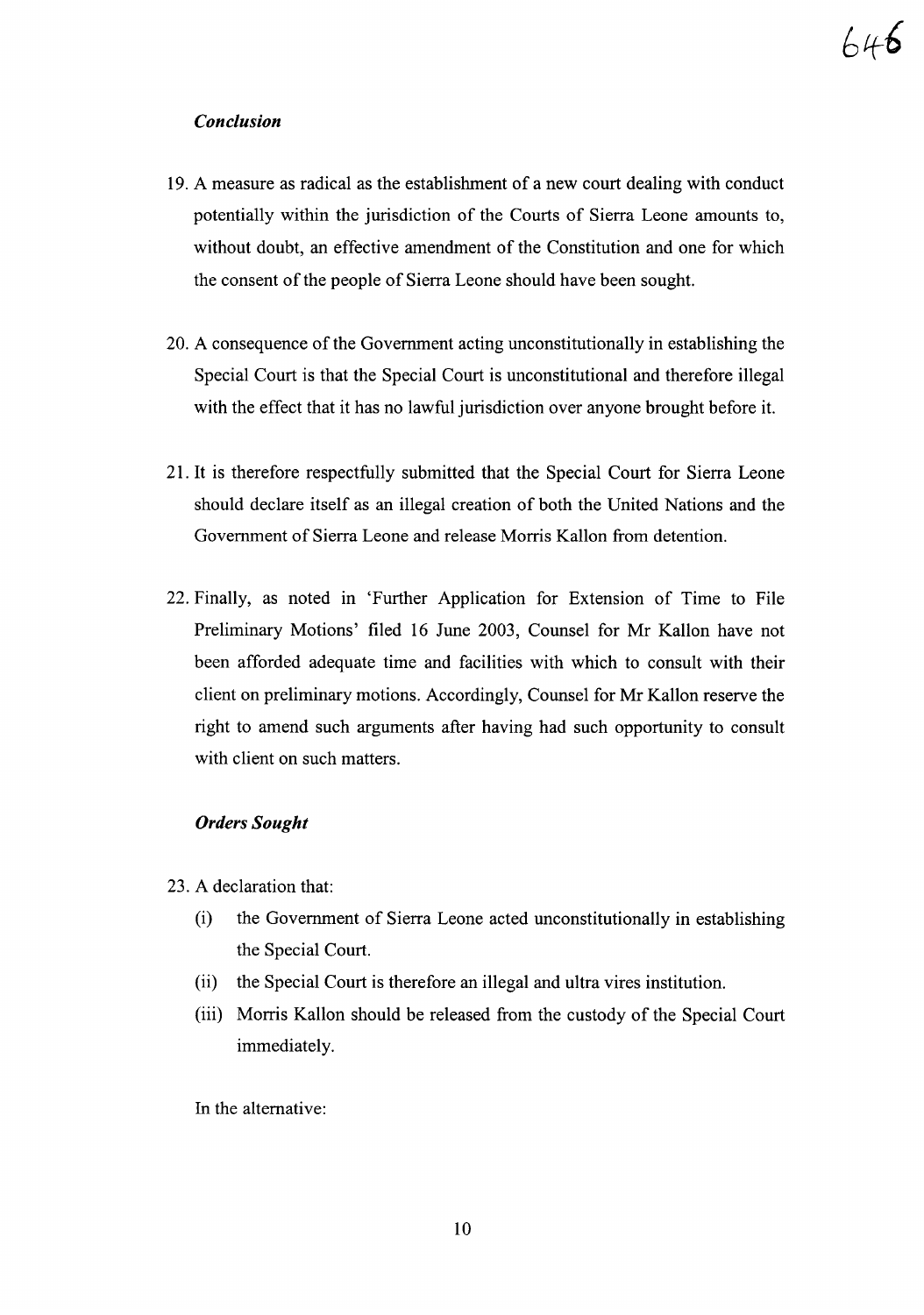### *Conclusion*

19. A measure as radical as the establishment of a new court dealing with conduct potentially within the jurisdiction of the Courts of Sierra Leone amounts to, without doubt, an effective amendment of the Constitution and one for which the consent of the people of Sierra Leone should have been sought.

20. A consequence of the Government acting unconstitutionally in establishing the Special Court is that the Special Court is unconstitutional and therefore illegal with the effect that it has no lawful jurisdiction over anyone brought before it.

21. It is therefore respectfully submitted that the Special Court for Sierra Leone should declare itself as an illegal creation of both the United Nations and the Government of Sierra Leone and release Morris Kallon from detention.

22. Finally, as noted in 'Further Application for Extension of Time to File Preliminary Motions' filed 16 June 2003, Counsel for Mr Kallon have not been afforded adequate time and facilities with which to consult with their client on preliminary motions. Accordingly, Counsel for Mr Kallon reserve the right to amend such arguments after having had such opportunity to consult with client on such matters.

### *Orders Sought*

23. A declaration that:
    - (i) the Government of Sierra Leone acted unconstitutionally in establishing the Special Court.
    - (ii) the Special Court is therefore an illegal and ultra vires institution.
    - (iii) Morris Kallon should be released from the custody of the Special Court immediately.

    In the alternative: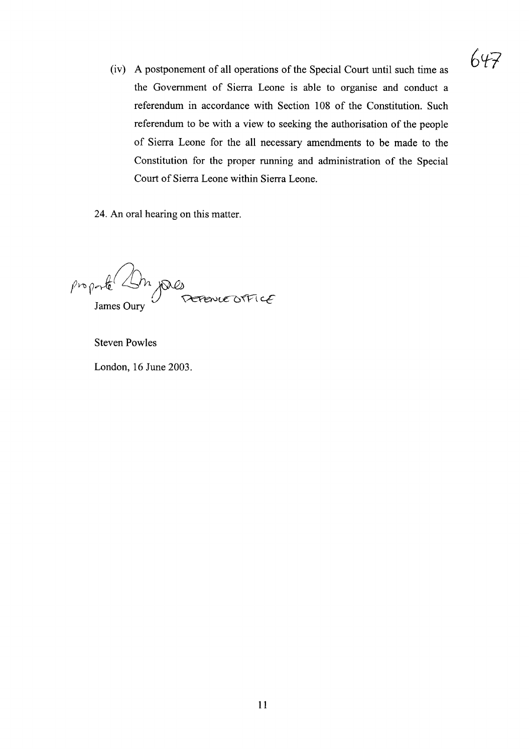(iv) A postponement of all operations of the Special Court until such time as the Government of Sierra Leone is able to organise and conduct a referendum in accordance with Section 108 of the Constitution. Such referendum to be with a view to seeking the authorisation of the people of Sierra Leone for the all necessary amendments to be made to the Constitution for the proper running and administration of the Special Court of Sierra Leone within Sierra Leone.

24. An oral hearing on this matter.

Pro parte ... DEFENCE OFFICE

James Oury

Steven Powles

London, 16 June 2003.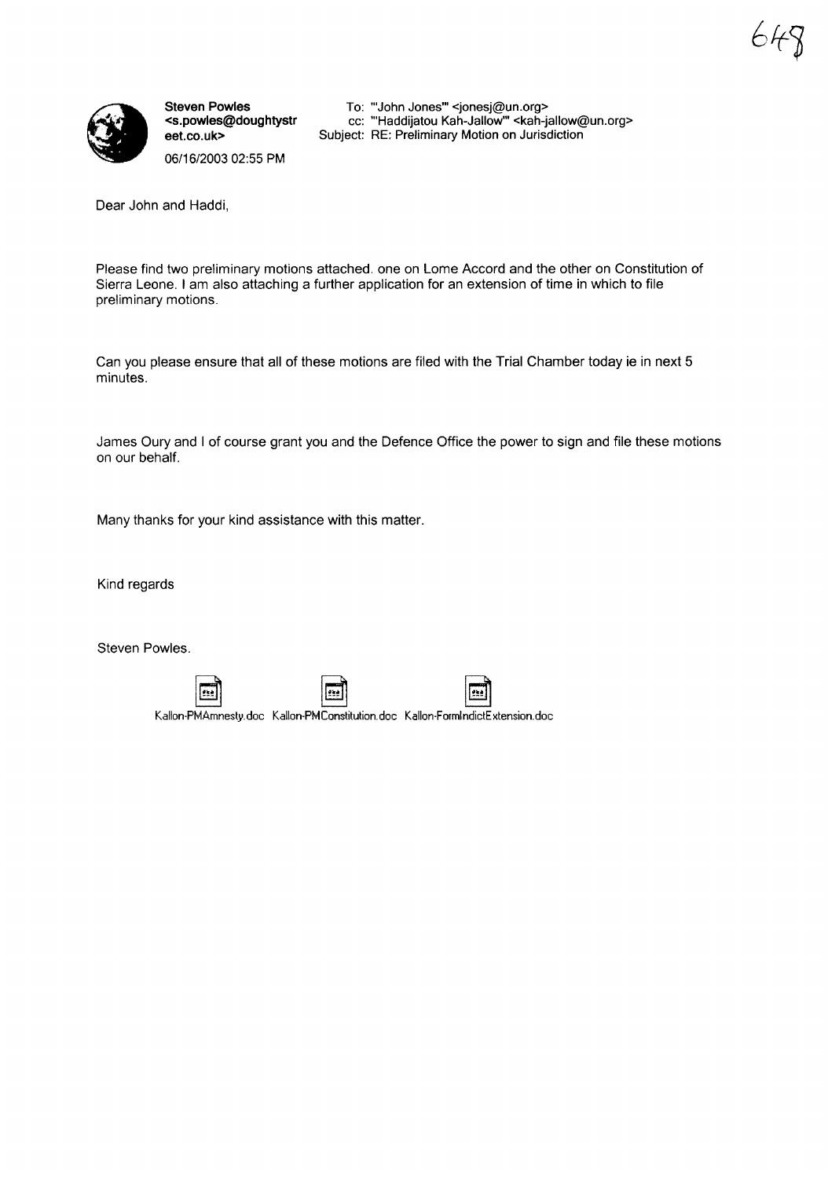648

**Steven Powles**
**<s.powles@doughtystreet.co.uk>**

06/16/2003 02:55 PM

To: "'John Jones'" <jonesj@un.org>
cc: "'Haddijatou Kah-Jallow'" <kah-jallow@un.org>
Subject: RE: Preliminary Motion on Jurisdiction

Dear John and Haddi,

Please find two preliminary motions attached. one on Lome Accord and the other on Constitution of Sierra Leone. I am also attaching a further application for an extension of time in which to file preliminary motions.

Can you please ensure that all of these motions are filed with the Trial Chamber today ie in next 5 minutes.

James Oury and I of course grant you and the Defence Office the power to sign and file these motions on our behalf.

Many thanks for your kind assistance with this matter.

Kind regards

Steven Powles.

Kallon-PMAmnesty.doc Kallon-PMConstitution.doc Kallon-FormIndictExtension.doc